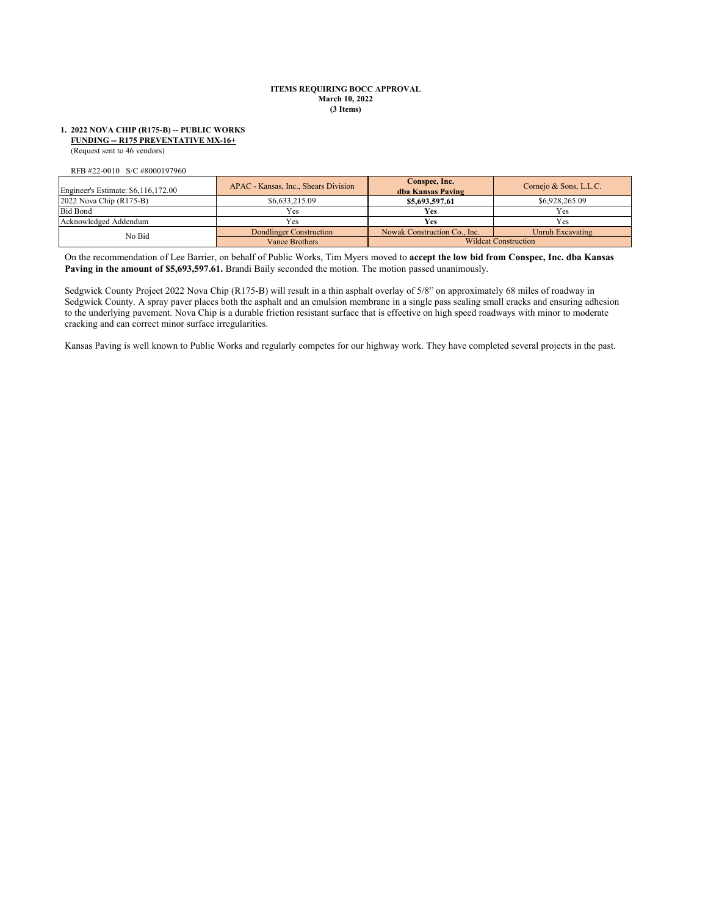**ITEMS REQUIRING BOCC APPROVAL**
**March 10, 2022**
**(3 Items)**

**1. 2022 NOVA CHIP (R175-B) -- PUBLIC WORKS**
**FUNDING -- R175 PREVENTATIVE MX-16+**
(Request sent to 46 vendors)

RFB #22-0010 S/C #8000197960

| Engineer's Estimate: $6,116,172.00 | APAC - Kansas, Inc., Shears Division | **Conspec, Inc. dba Kansas Paving** | Cornejo & Sons, L.L.C. |
|---|---|---|---|
| 2022 Nova Chip (R175-B) | $6,633,215.09 | **$5,693,597.61** | $6,928,265.09 |
| Bid Bond | Yes | **Yes** | Yes |
| Acknowledged Addendum | Yes | **Yes** | Yes |
| No Bid | Dondlinger Construction | Nowak Construction Co., Inc. | Unruh Excavating |
| | Vance Brothers | Wildcat Construction | |

On the recommendation of Lee Barrier, on behalf of Public Works, Tim Myers moved to **accept the low bid from Conspec, Inc. dba Kansas Paving in the amount of $5,693,597.61.** Brandi Baily seconded the motion. The motion passed unanimously.

Sedgwick County Project 2022 Nova Chip (R175-B) will result in a thin asphalt overlay of 5/8" on approximately 68 miles of roadway in Sedgwick County. A spray paver places both the asphalt and an emulsion membrane in a single pass sealing small cracks and ensuring adhesion to the underlying pavement. Nova Chip is a durable friction resistant surface that is effective on high speed roadways with minor to moderate cracking and can correct minor surface irregularities.

Kansas Paving is well known to Public Works and regularly competes for our highway work. They have completed several projects in the past.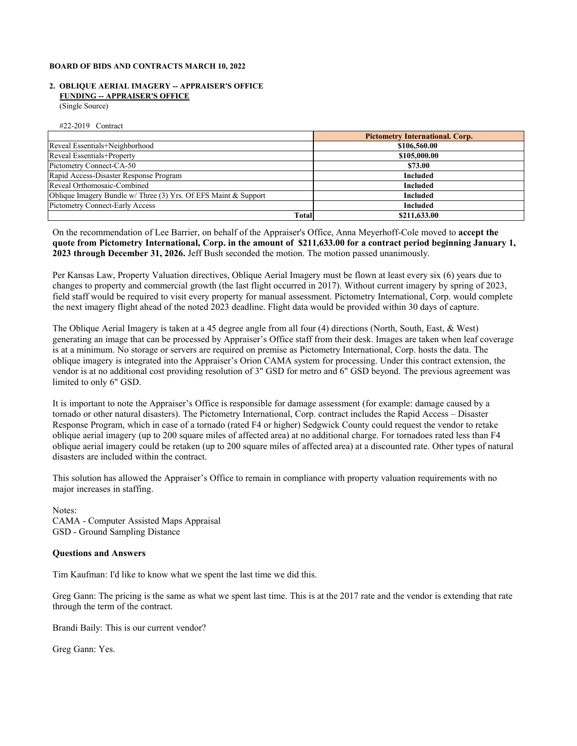**BOARD OF BIDS AND CONTRACTS MARCH 10, 2022**

**2. OBLIQUE AERIAL IMAGERY -- APPRAISER'S OFFICE**
**FUNDING -- APPRAISER'S OFFICE**
(Single Source)

#22-2019 Contract

| | **Pictometry International. Corp.** |
|---|---|
| Reveal Essentials+Neighborhood | **$106,560.00** |
| Reveal Essentials+Property | **$105,000.00** |
| Pictometry Connect-CA-50 | **$73.00** |
| Rapid Access-Disaster Response Program | **Included** |
| Reveal Orthomosaic-Combined | **Included** |
| Oblique Imagery Bundle w/ Three (3) Yrs. Of EFS Maint & Support | **Included** |
| Pictometry Connect-Early Access | **Included** |
| **Total** | **$211,633.00** |

On the recommendation of Lee Barrier, on behalf of the Appraiser's Office, Anna Meyerhoff-Cole moved to **accept the quote from Pictometry International, Corp. in the amount of $211,633.00 for a contract period beginning January 1, 2023 through December 31, 2026.** Jeff Bush seconded the motion. The motion passed unanimously.

Per Kansas Law, Property Valuation directives, Oblique Aerial Imagery must be flown at least every six (6) years due to changes to property and commercial growth (the last flight occurred in 2017). Without current imagery by spring of 2023, field staff would be required to visit every property for manual assessment. Pictometry International, Corp. would complete the next imagery flight ahead of the noted 2023 deadline. Flight data would be provided within 30 days of capture.

The Oblique Aerial Imagery is taken at a 45 degree angle from all four (4) directions (North, South, East, & West) generating an image that can be processed by Appraiser's Office staff from their desk. Images are taken when leaf coverage is at a minimum. No storage or servers are required on premise as Pictometry International, Corp. hosts the data. The oblique imagery is integrated into the Appraiser's Orion CAMA system for processing. Under this contract extension, the vendor is at no additional cost providing resolution of 3" GSD for metro and 6" GSD beyond. The previous agreement was limited to only 6" GSD.

It is important to note the Appraiser's Office is responsible for damage assessment (for example: damage caused by a tornado or other natural disasters). The Pictometry International, Corp. contract includes the Rapid Access – Disaster Response Program, which in case of a tornado (rated F4 or higher) Sedgwick County could request the vendor to retake oblique aerial imagery (up to 200 square miles of affected area) at no additional charge. For tornadoes rated less than F4 oblique aerial imagery could be retaken (up to 200 square miles of affected area) at a discounted rate. Other types of natural disasters are included within the contract.

This solution has allowed the Appraiser's Office to remain in compliance with property valuation requirements with no major increases in staffing.

Notes:
CAMA - Computer Assisted Maps Appraisal
GSD - Ground Sampling Distance

**Questions and Answers**

Tim Kaufman: I'd like to know what we spent the last time we did this.

Greg Gann: The pricing is the same as what we spent last time. This is at the 2017 rate and the vendor is extending that rate through the term of the contract.

Brandi Baily: This is our current vendor?

Greg Gann: Yes.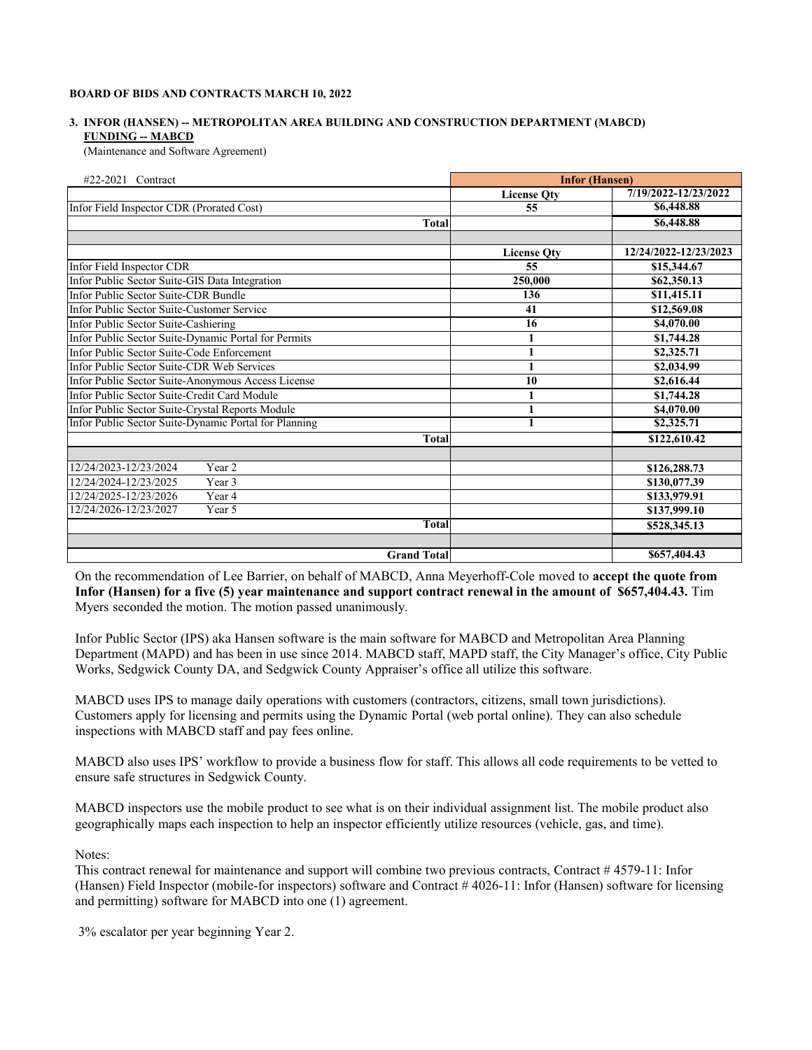**BOARD OF BIDS AND CONTRACTS MARCH 10, 2022**

**3. INFOR (HANSEN) -- METROPOLITAN AREA BUILDING AND CONSTRUCTION DEPARTMENT (MABCD) FUNDING -- MABCD**

(Maintenance and Software Agreement)

| #22-2021 Contract | Infor (Hansen) | |
|---|---|---|
| | **License Qty** | **7/19/2022-12/23/2022** |
| Infor Field Inspector CDR (Prorated Cost) | **55** | **$6,448.88** |
| **Total** | | **$6,448.88** |
| | | |
| | **License Qty** | **12/24/2022-12/23/2023** |
| Infor Field Inspector CDR | **55** | **$15,344.67** |
| Infor Public Sector Suite-GIS Data Integration | **250,000** | **$62,350.13** |
| Infor Public Sector Suite-CDR Bundle | **136** | **$11,415.11** |
| Infor Public Sector Suite-Customer Service | **41** | **$12,569.08** |
| Infor Public Sector Suite-Cashiering | **16** | **$4,070.00** |
| Infor Public Sector Suite-Dynamic Portal for Permits | **1** | **$1,744.28** |
| Infor Public Sector Suite-Code Enforcement | **1** | **$2,325.71** |
| Infor Public Sector Suite-CDR Web Services | **1** | **$2,034.99** |
| Infor Public Sector Suite-Anonymous Access License | **10** | **$2,616.44** |
| Infor Public Sector Suite-Credit Card Module | **1** | **$1,744.28** |
| Infor Public Sector Suite-Crystal Reports Module | **1** | **$4,070.00** |
| Infor Public Sector Suite-Dynamic Portal for Planning | **1** | **$2,325.71** |
| **Total** | | **$122,610.42** |
| | | |
| 12/24/2023-12/23/2024 Year 2 | | **$126,288.73** |
| 12/24/2024-12/23/2025 Year 3 | | **$130,077.39** |
| 12/24/2025-12/23/2026 Year 4 | | **$133,979.91** |
| 12/24/2026-12/23/2027 Year 5 | | **$137,999.10** |
| **Total** | | **$528,345.13** |
| | | |
| **Grand Total** | | **$657,404.43** |

On the recommendation of Lee Barrier, on behalf of MABCD, Anna Meyerhoff-Cole moved to **accept the quote from Infor (Hansen) for a five (5) year maintenance and support contract renewal in the amount of $657,404.43.** Tim Myers seconded the motion. The motion passed unanimously.

Infor Public Sector (IPS) aka Hansen software is the main software for MABCD and Metropolitan Area Planning Department (MAPD) and has been in use since 2014. MABCD staff, MAPD staff, the City Manager's office, City Public Works, Sedgwick County DA, and Sedgwick County Appraiser's office all utilize this software.

MABCD uses IPS to manage daily operations with customers (contractors, citizens, small town jurisdictions). Customers apply for licensing and permits using the Dynamic Portal (web portal online). They can also schedule inspections with MABCD staff and pay fees online.

MABCD also uses IPS' workflow to provide a business flow for staff. This allows all code requirements to be vetted to ensure safe structures in Sedgwick County.

MABCD inspectors use the mobile product to see what is on their individual assignment list. The mobile product also geographically maps each inspection to help an inspector efficiently utilize resources (vehicle, gas, and time).

Notes:
This contract renewal for maintenance and support will combine two previous contracts, Contract # 4579-11: Infor (Hansen) Field Inspector (mobile-for inspectors) software and Contract # 4026-11: Infor (Hansen) software for licensing and permitting) software for MABCD into one (1) agreement.

3% escalator per year beginning Year 2.